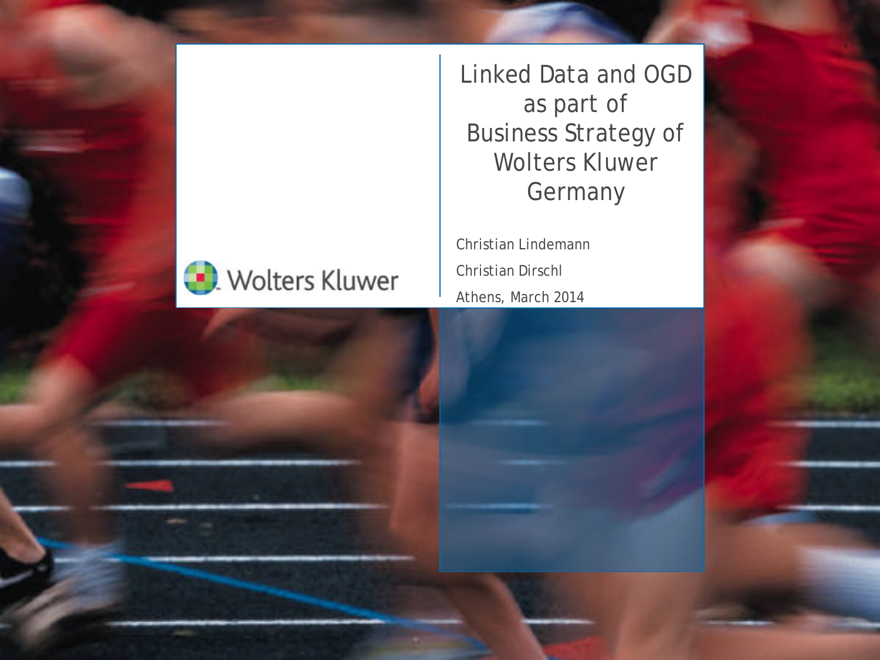# Linked Data and OGD as part of Business Strategy of Wolters Kluwer Germany

Wolters Kluwer

Christian Lindemann

Christian Dirschl

Athens, March 2014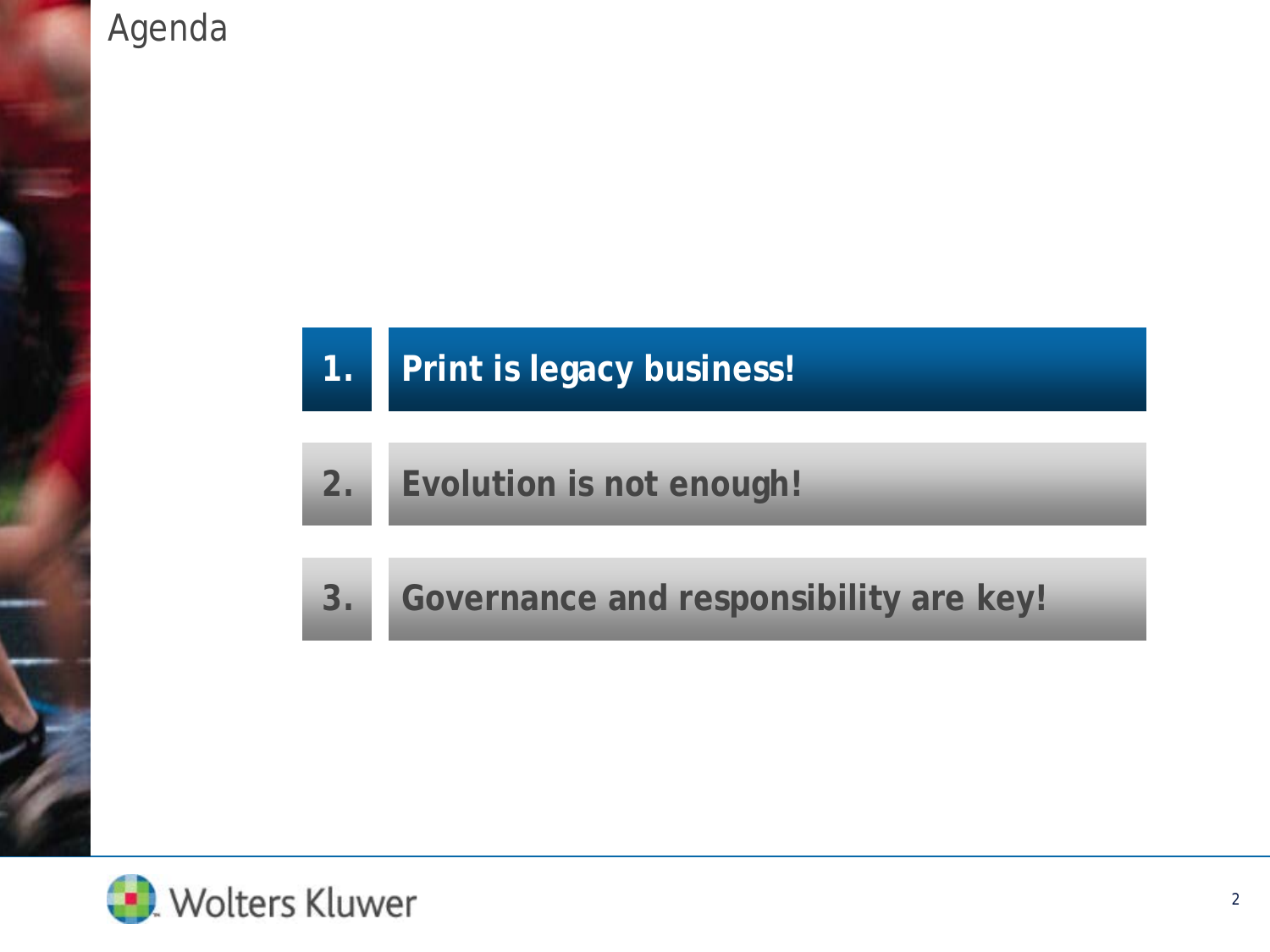# Agenda

1. **Print is legacy business!**
2. **Evolution is not enough!**
3. **Governance and responsibility are key!**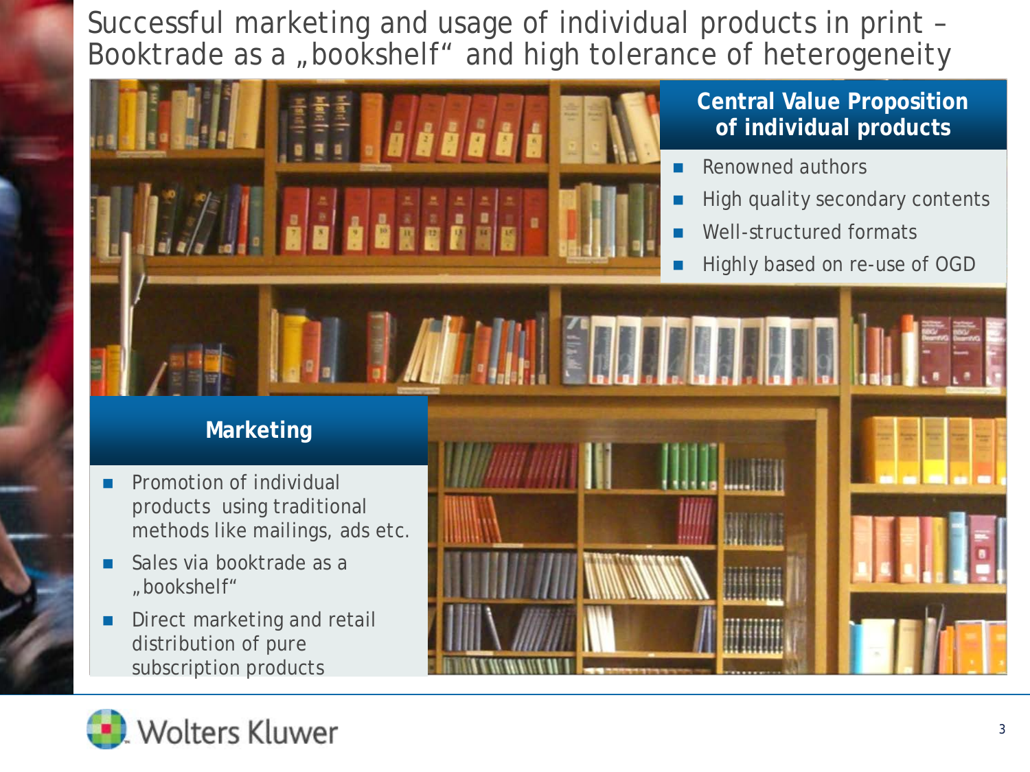# Successful marketing and usage of individual products in print – Booktrade as a „bookshelf“ and high tolerance of heterogeneity

## Central Value Proposition of individual products

- Renowned authors
- High quality secondary contents
- Well-structured formats
- Highly based on re-use of OGD

## Marketing

- Promotion of individual products using traditional methods like mailings, ads etc.
- Sales via booktrade as a „bookshelf“
- Direct marketing and retail distribution of pure subscription products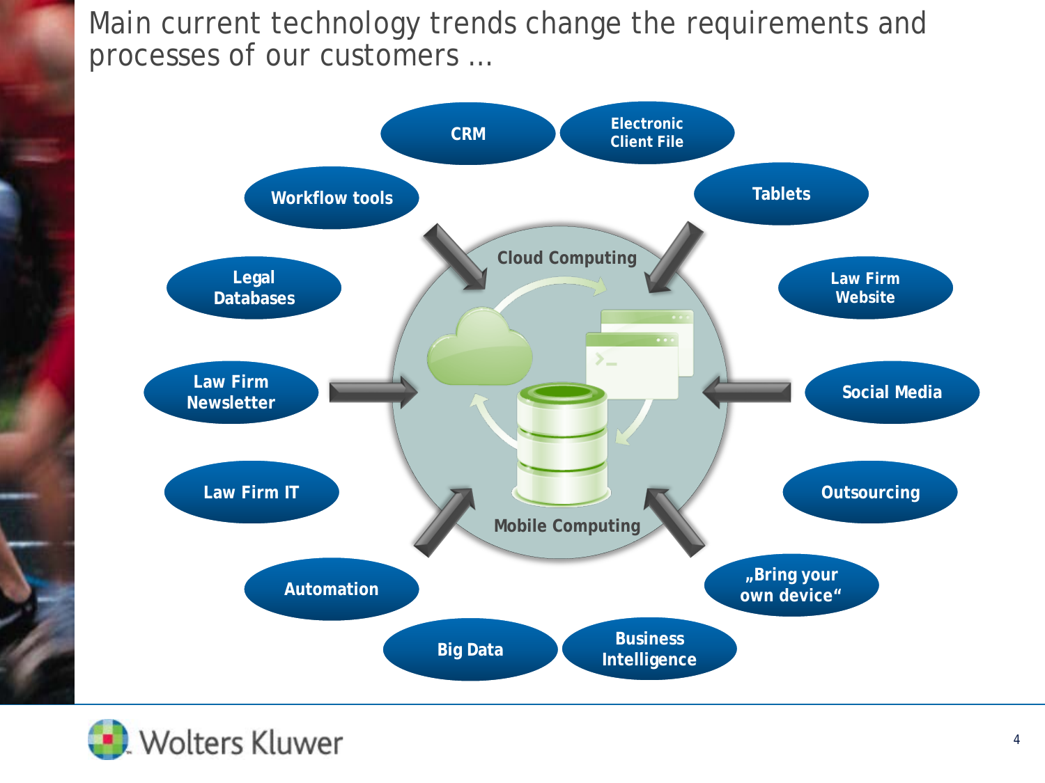# Main current technology trends change the requirements and processes of our customers …

Cloud Computing

Mobile Computing

- CRM
- Electronic Client File
- Tablets
- Law Firm Website
- Social Media
- Outsourcing
- „Bring your own device“
- Business Intelligence
- Big Data
- Automation
- Law Firm IT
- Law Firm Newsletter
- Legal Databases
- Workflow tools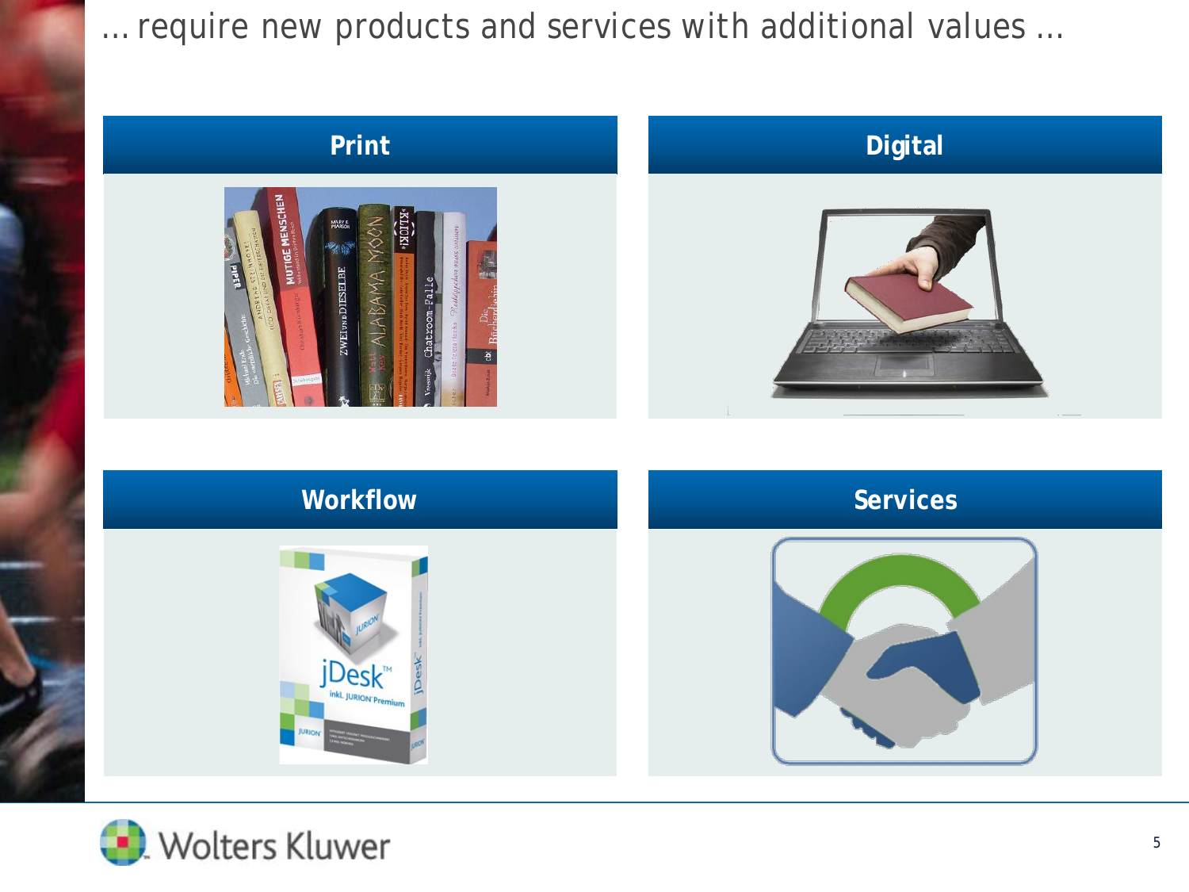# … require new products and services with additional values …

## Print

## Digital

## Workflow

## Services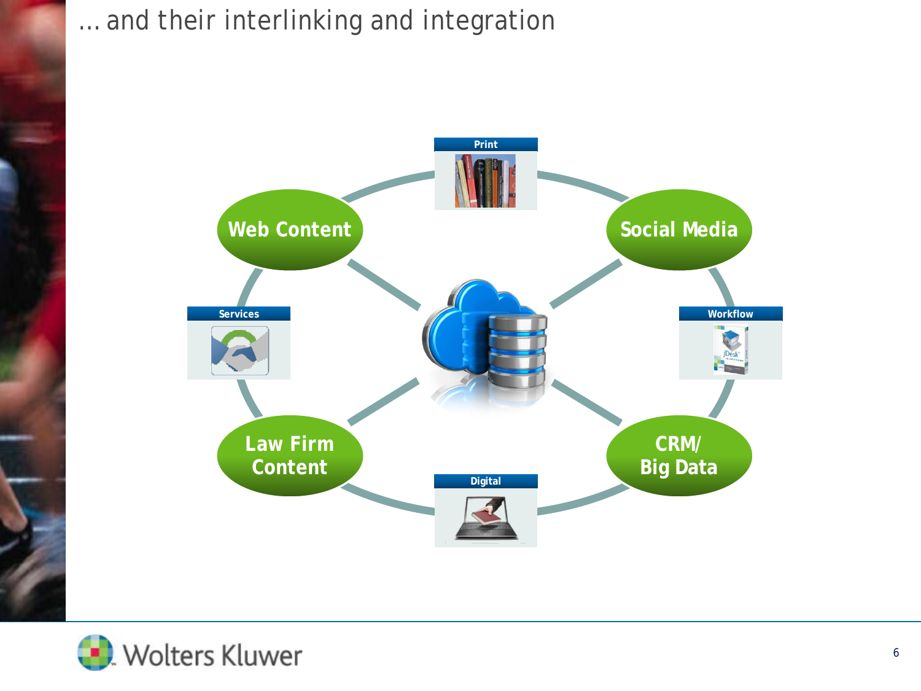# … and their interlinking and integration

Print

Web Content

Social Media

Services

Workflow

Law Firm Content

CRM/ Big Data

Digital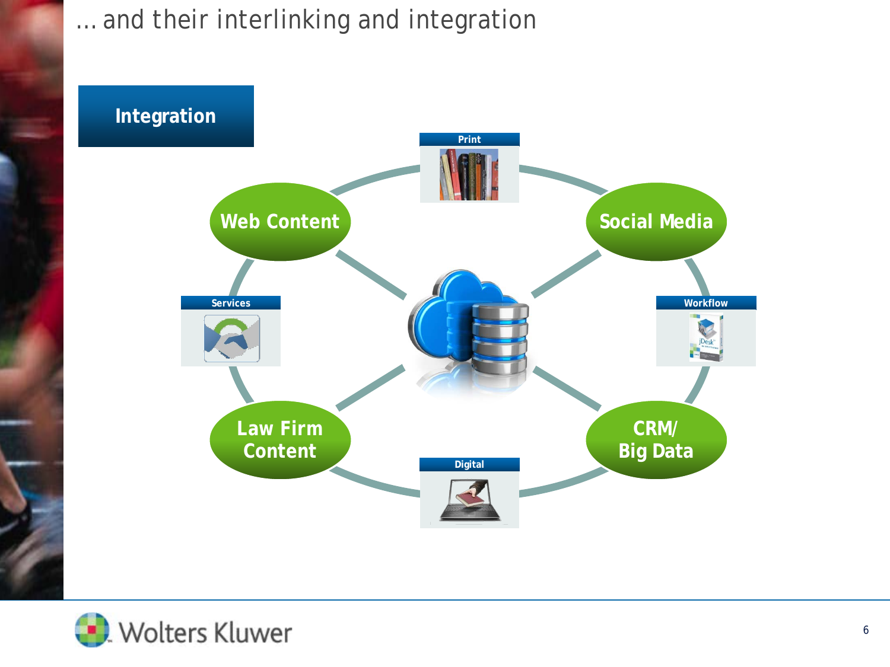# … and their interlinking and integration

## Integration

- Print
- Web Content
- Social Media
- Services
- Workflow
- Law Firm Content
- CRM/ Big Data
- Digital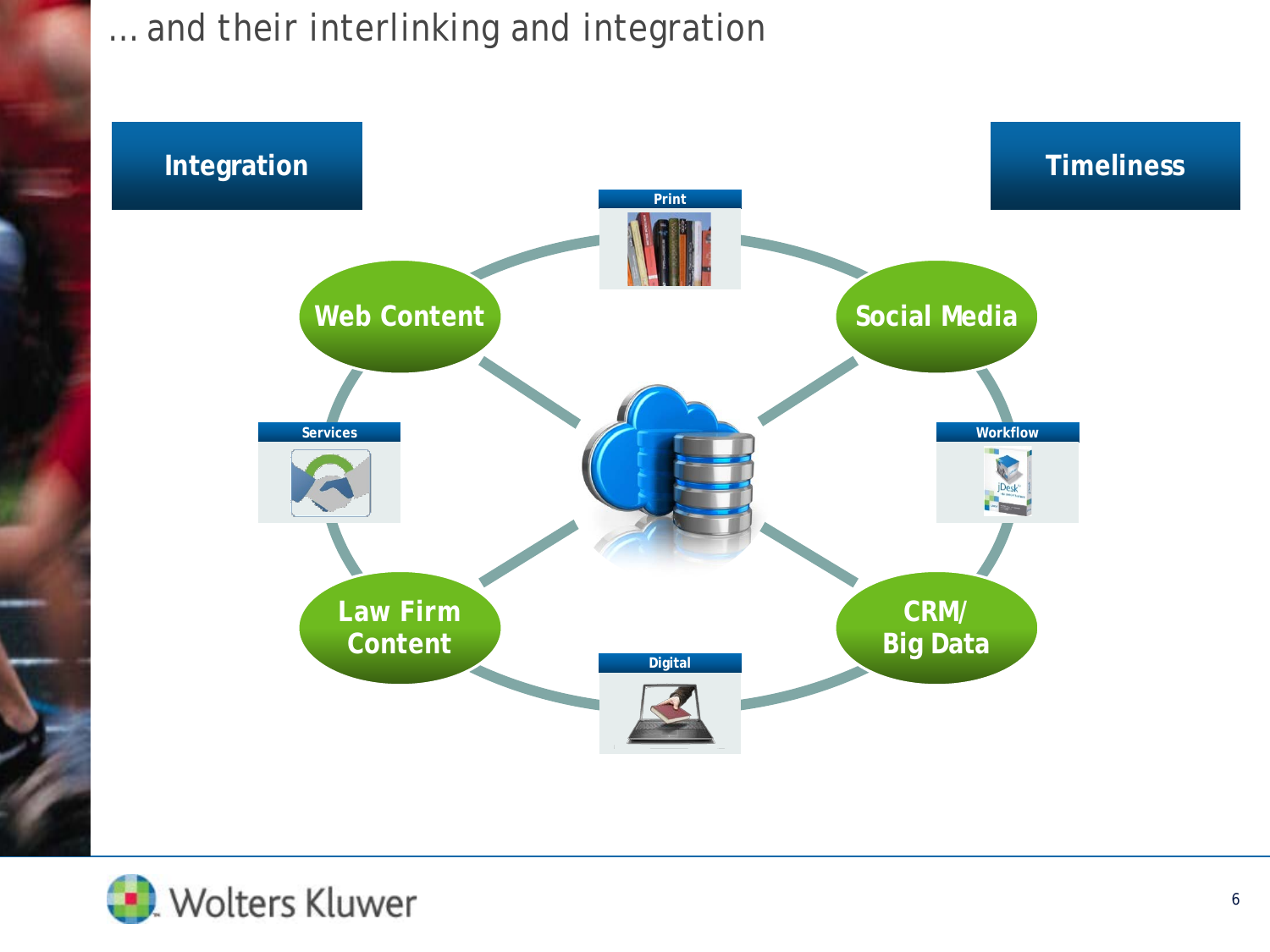# … and their interlinking and integration

**Integration**

**Timeliness**

- Print
- Web Content
- Social Media
- Services
- Workflow
- Law Firm Content
- CRM/ Big Data
- Digital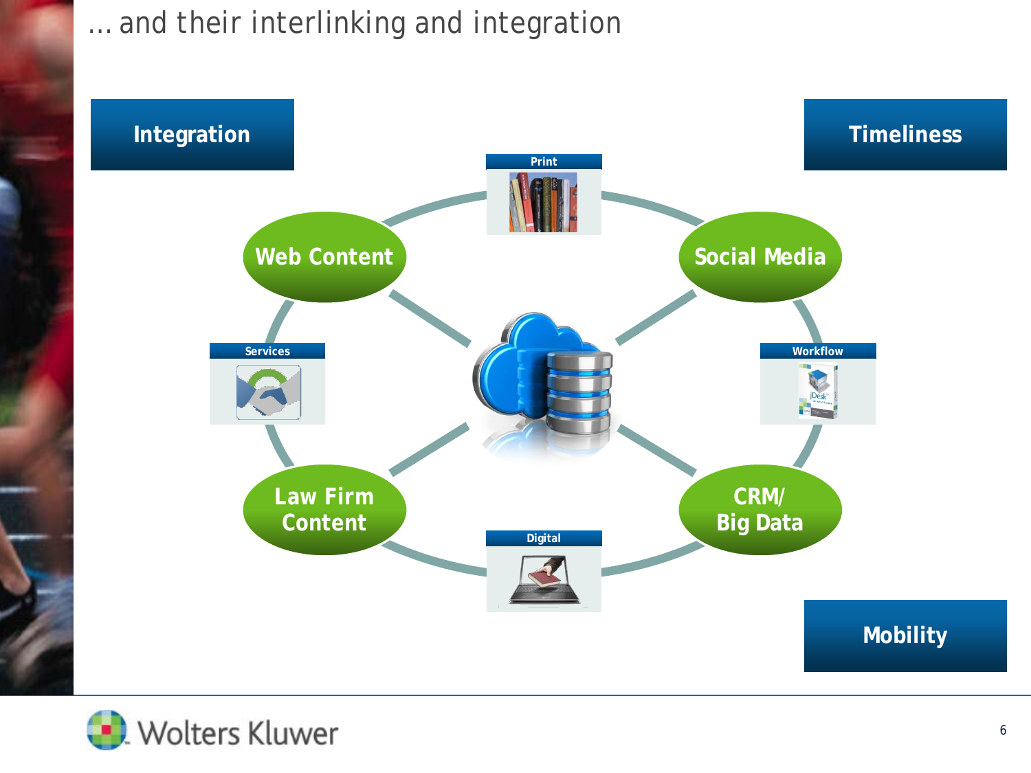# ... and their interlinking and integration

**Integration**

**Timeliness**

**Mobility**

Print

Web Content

Social Media

Services

Workflow

Law Firm Content

CRM/ Big Data

Digital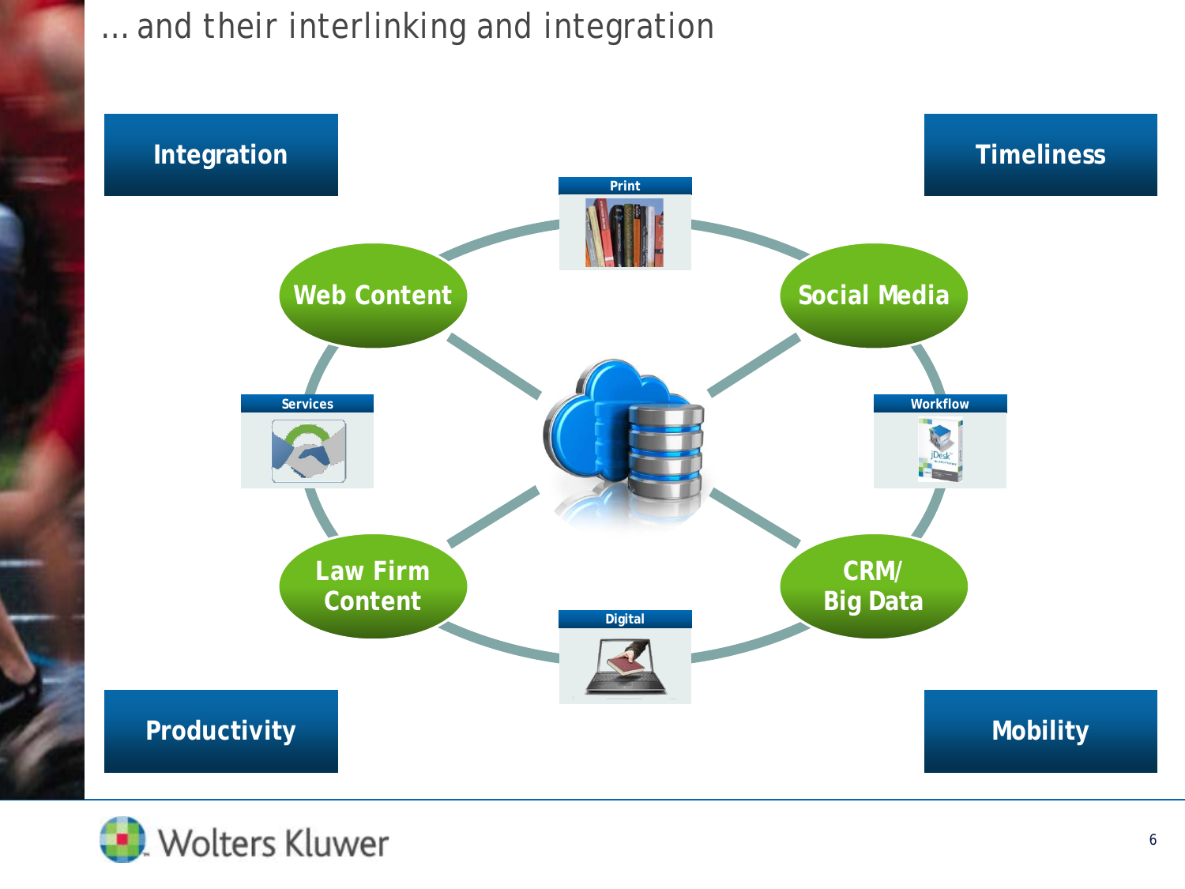# … and their interlinking and integration

**Integration**

**Timeliness**

Print

Web Content

Social Media

Services

Workflow

Law Firm Content

CRM/ Big Data

Digital

**Productivity**

**Mobility**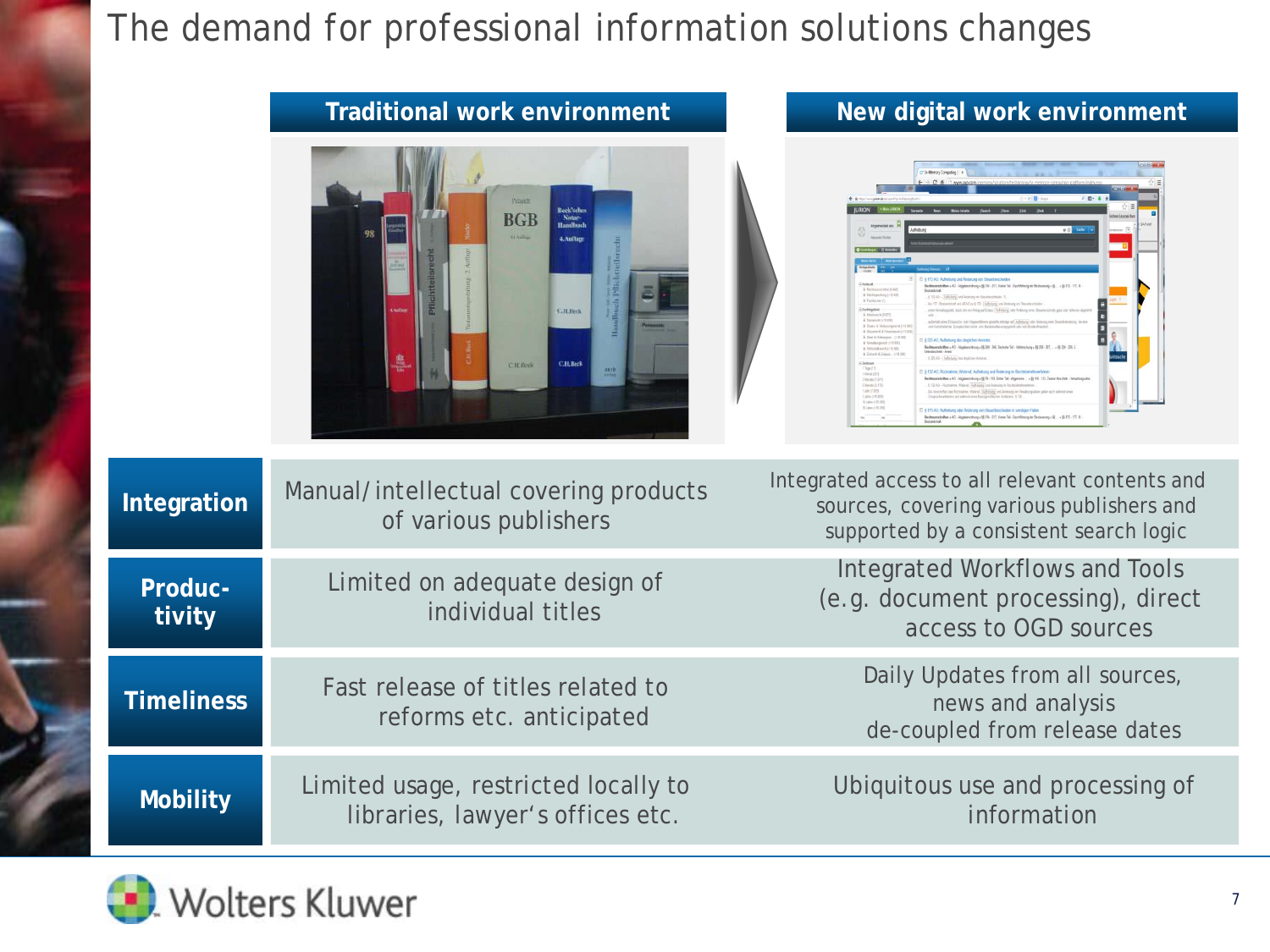# The demand for professional information solutions changes

| | Traditional work environment | New digital work environment |
|---|---|---|
| **Integration** | Manual/intellectual covering products of various publishers | Integrated access to all relevant contents and sources, covering various publishers and supported by a consistent search logic |
| **Productivity** | Limited on adequate design of individual titles | Integrated Workflows and Tools (e.g. document processing), direct access to OGD sources |
| **Timeliness** | Fast release of titles related to reforms etc. anticipated | Daily Updates from all sources, news and analysis de-coupled from release dates |
| **Mobility** | Limited usage, restricted locally to libraries, lawyer's offices etc. | Ubiquitous use and processing of information |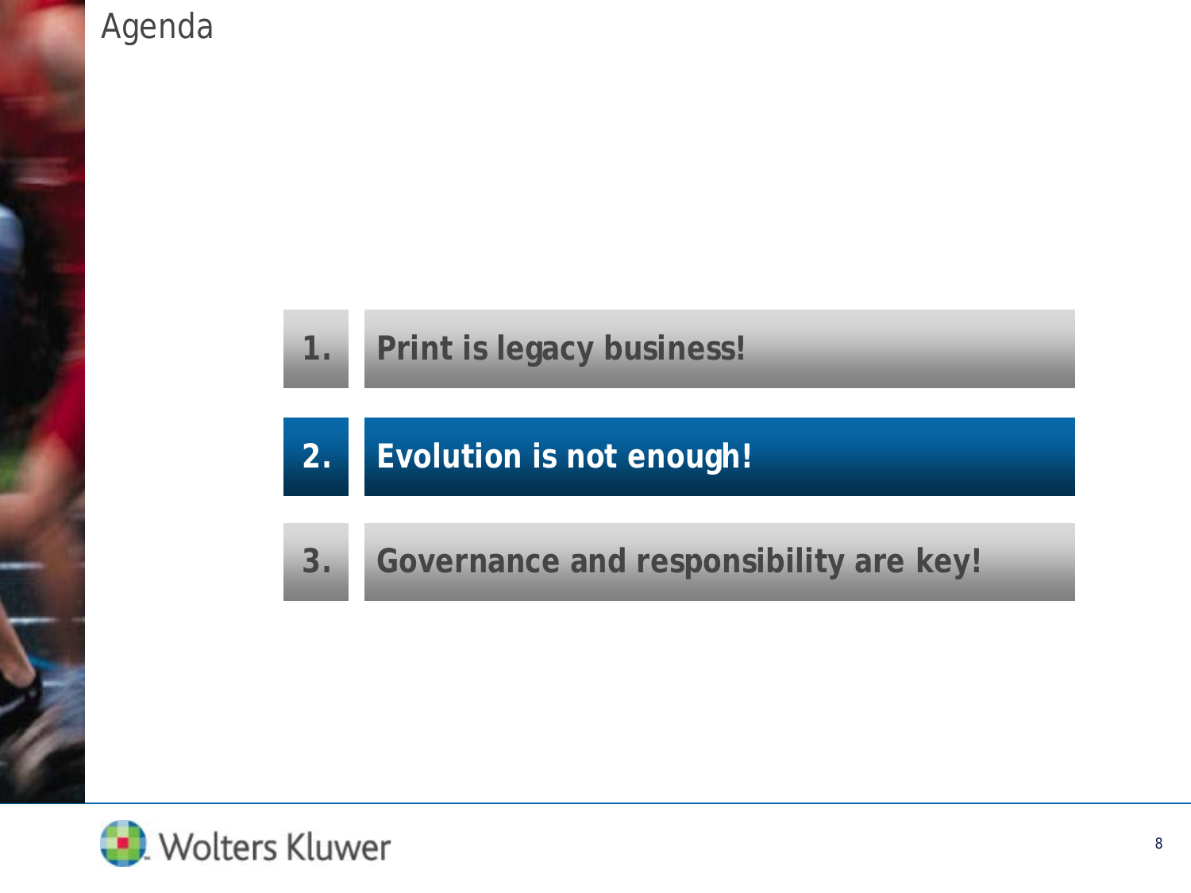# Agenda

1. Print is legacy business!
2. **Evolution is not enough!**
3. Governance and responsibility are key!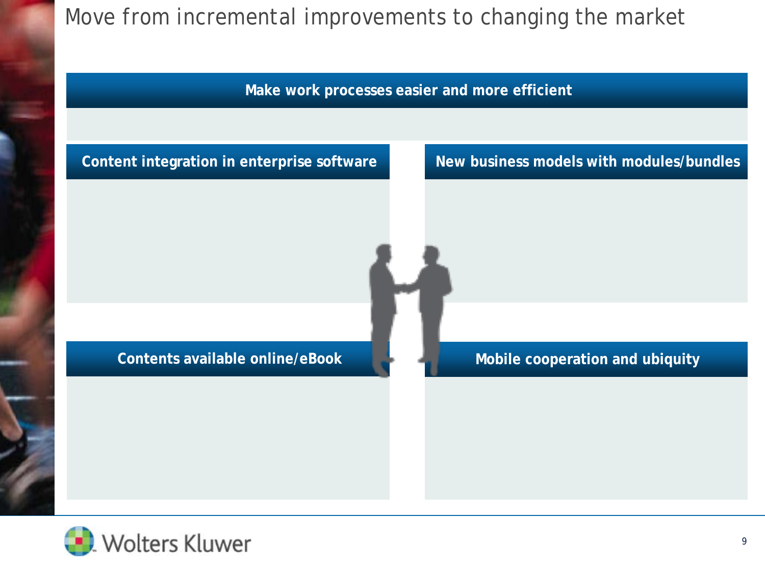# Move from incremental improvements to changing the market

**Make work processes easier and more efficient**

**Content integration in enterprise software**

**New business models with modules/bundles**

**Contents available online/eBook**

**Mobile cooperation and ubiquity**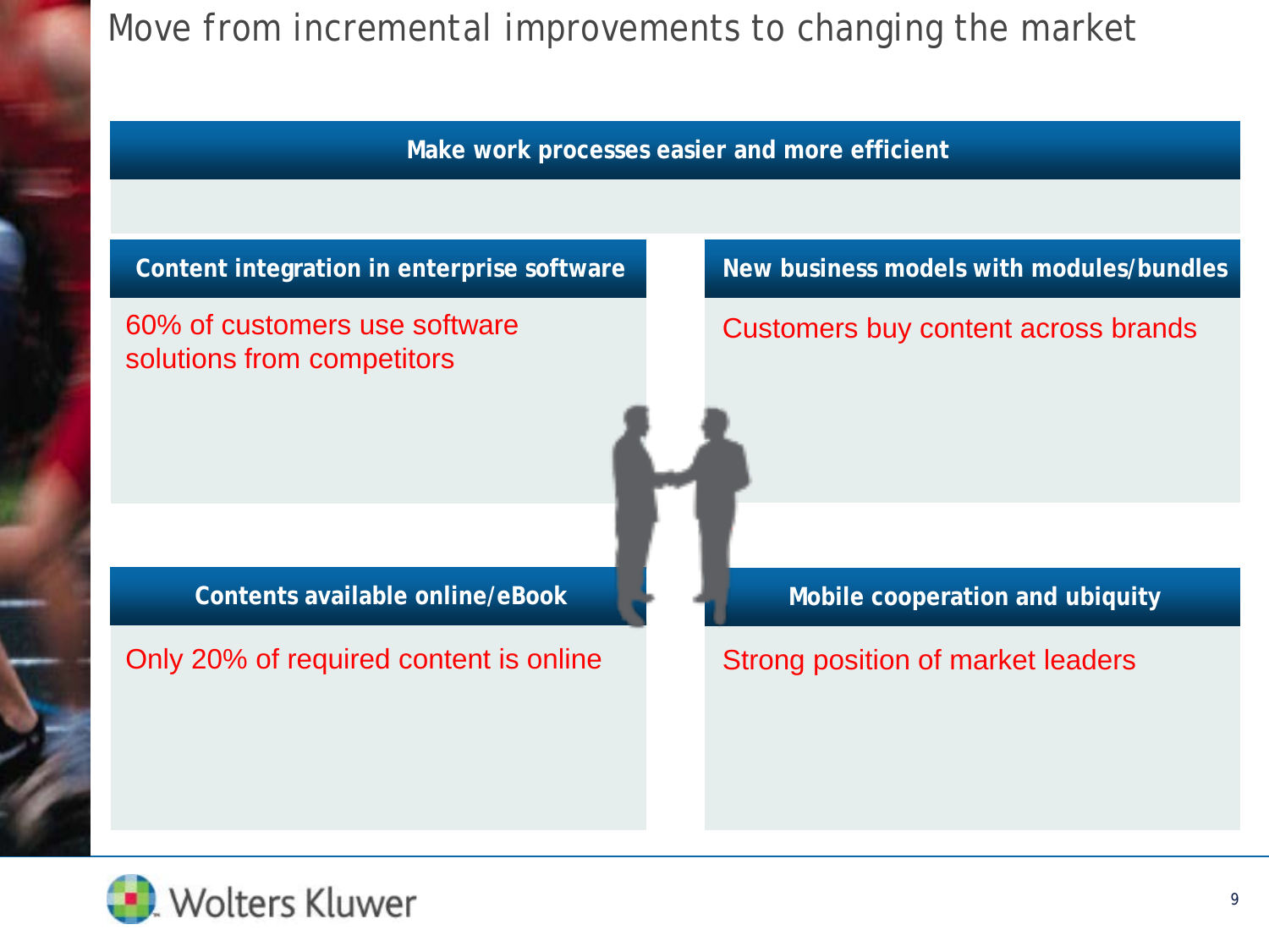# Move from incremental improvements to changing the market

**Make work processes easier and more efficient**

**Content integration in enterprise software**

60% of customers use software solutions from competitors

**New business models with modules/bundles**

Customers buy content across brands

**Contents available online/eBook**

Only 20% of required content is online

**Mobile cooperation and ubiquity**

Strong position of market leaders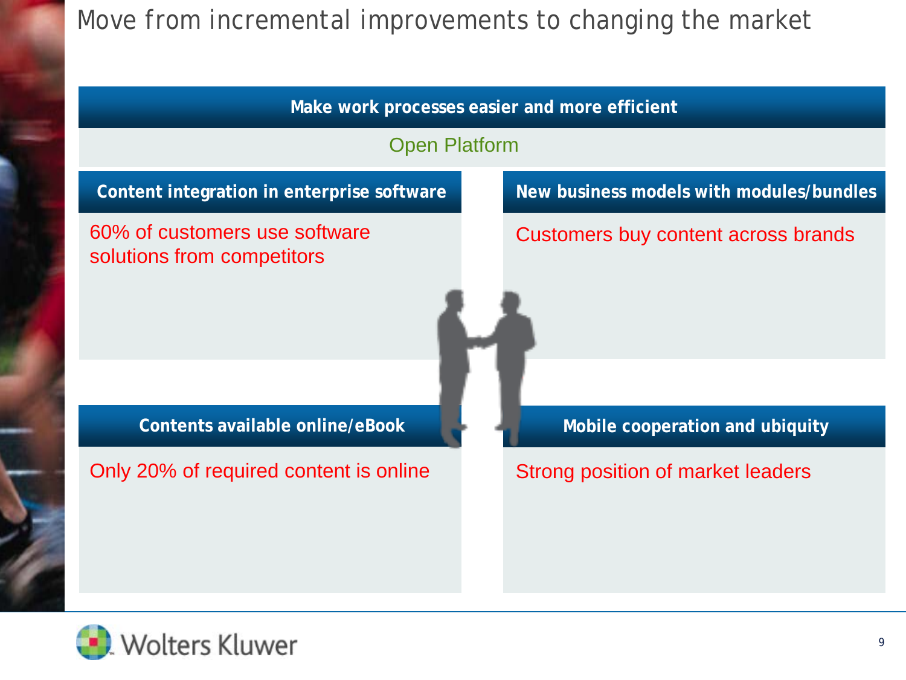# Move from incremental improvements to changing the market

## Make work processes easier and more efficient

Open Platform

### Content integration in enterprise software

60% of customers use software solutions from competitors

### New business models with modules/bundles

Customers buy content across brands

### Contents available online/eBook

Only 20% of required content is online

### Mobile cooperation and ubiquity

Strong position of market leaders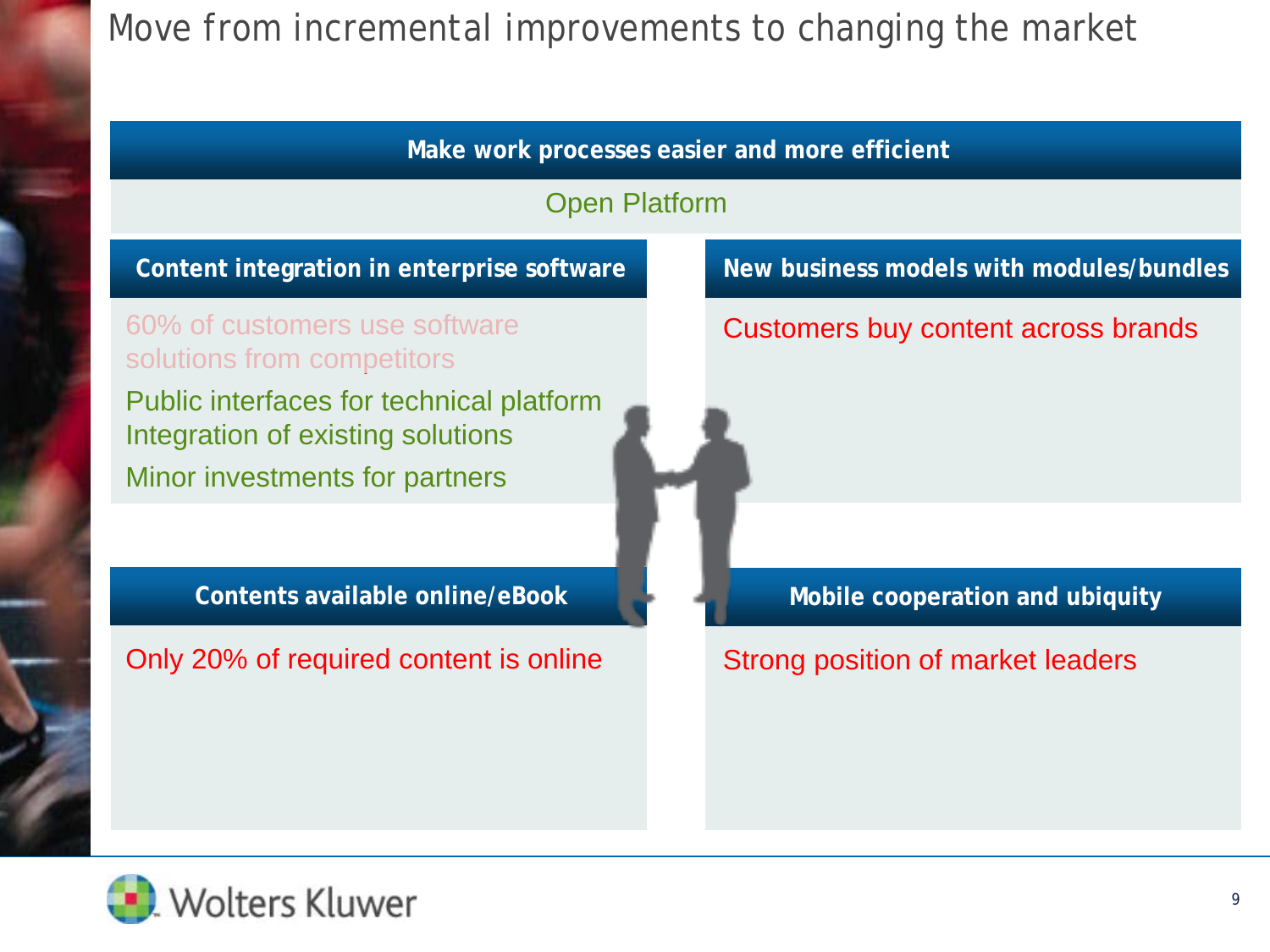# Move from incremental improvements to changing the market

## Make work processes easier and more efficient

Open Platform

### Content integration in enterprise software

60% of customers use software solutions from competitors

Public interfaces for technical platform
Integration of existing solutions

Minor investments for partners

### New business models with modules/bundles

Customers buy content across brands

### Contents available online/eBook

Only 20% of required content is online

### Mobile cooperation and ubiquity

Strong position of market leaders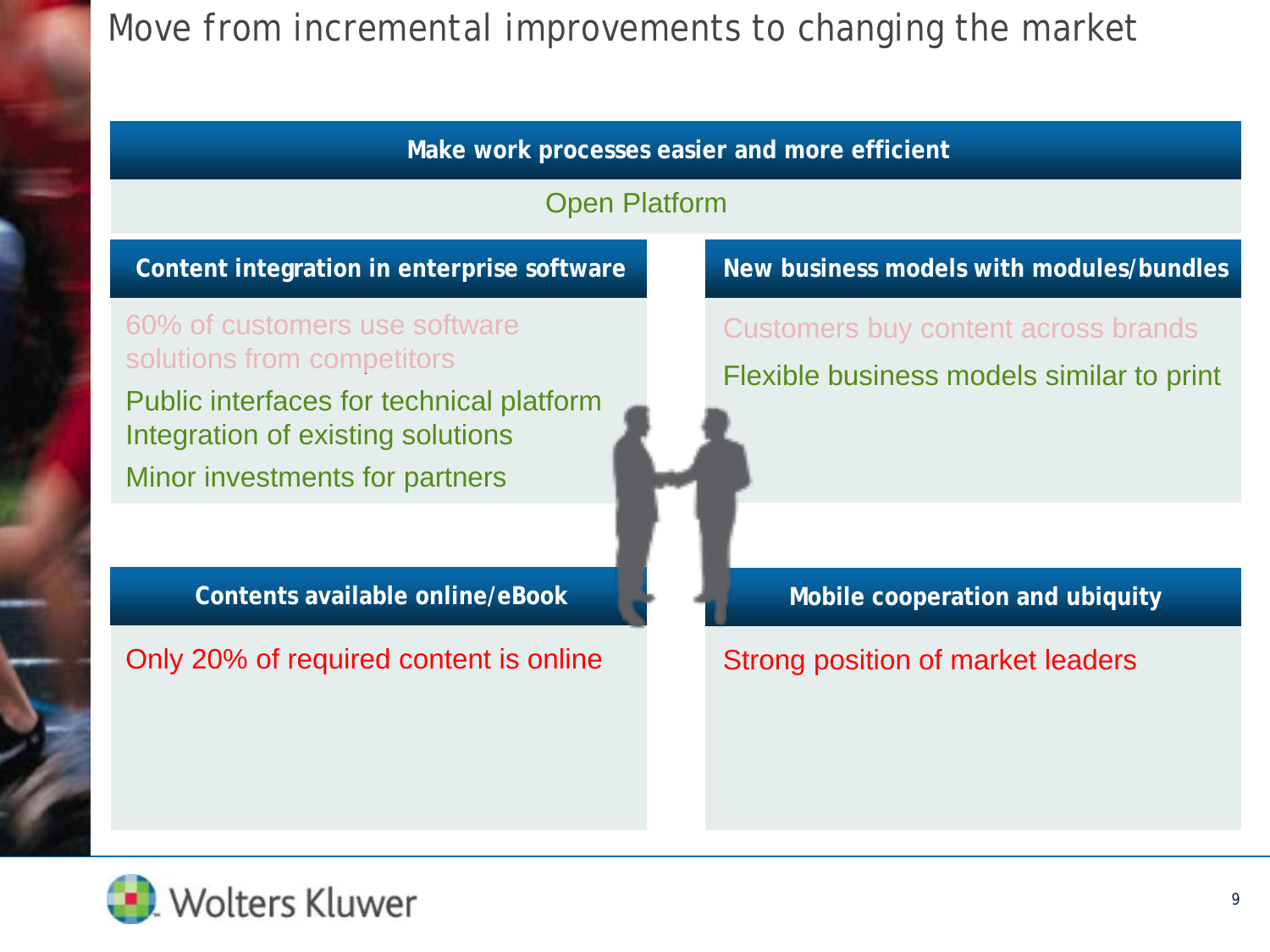# Move from incremental improvements to changing the market

## Make work processes easier and more efficient

Open Platform

### Content integration in enterprise software

60% of customers use software solutions from competitors

Public interfaces for technical platform
Integration of existing solutions

Minor investments for partners

### New business models with modules/bundles

Customers buy content across brands

Flexible business models similar to print

### Contents available online/eBook

Only 20% of required content is online

### Mobile cooperation and ubiquity

Strong position of market leaders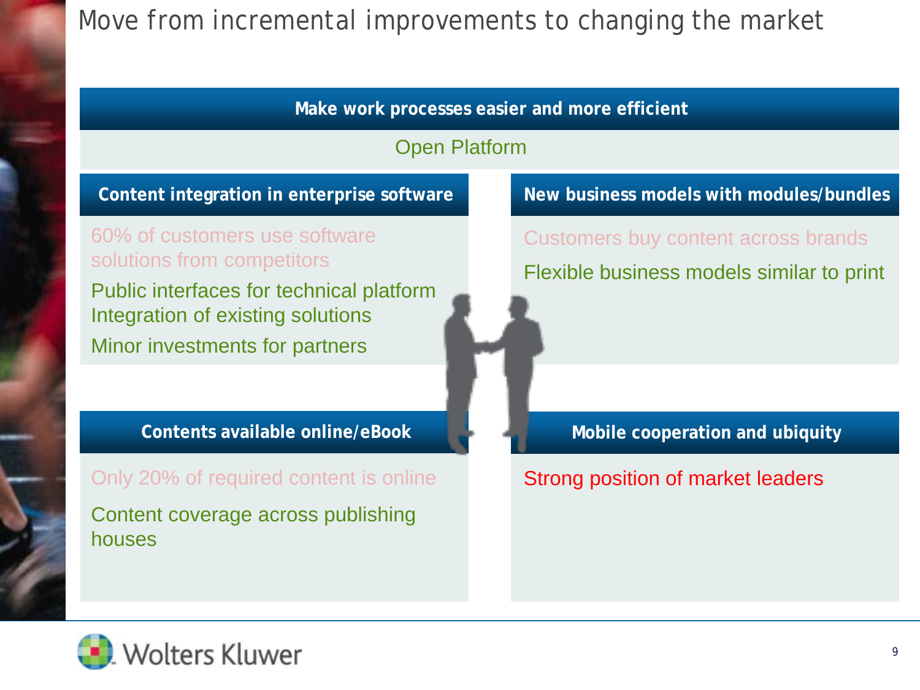# Move from incremental improvements to changing the market

## Make work processes easier and more efficient

Open Platform

### Content integration in enterprise software

60% of customers use software solutions from competitors

Public interfaces for technical platform
Integration of existing solutions

Minor investments for partners

### New business models with modules/bundles

Customers buy content across brands

Flexible business models similar to print

### Contents available online/eBook

Only 20% of required content is online

Content coverage across publishing houses

### Mobile cooperation and ubiquity

Strong position of market leaders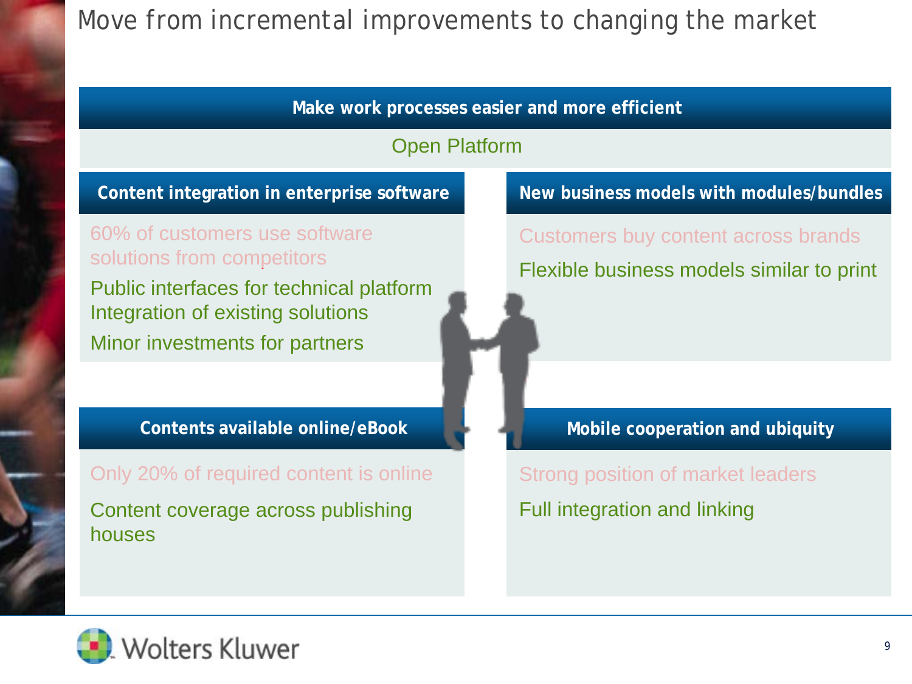# Move from incremental improvements to changing the market

## Make work processes easier and more efficient

Open Platform

### Content integration in enterprise software

60% of customers use software solutions from competitors

Public interfaces for technical platform
Integration of existing solutions

Minor investments for partners

### New business models with modules/bundles

Customers buy content across brands

Flexible business models similar to print

### Contents available online/eBook

Only 20% of required content is online

Content coverage across publishing houses

### Mobile cooperation and ubiquity

Strong position of market leaders

Full integration and linking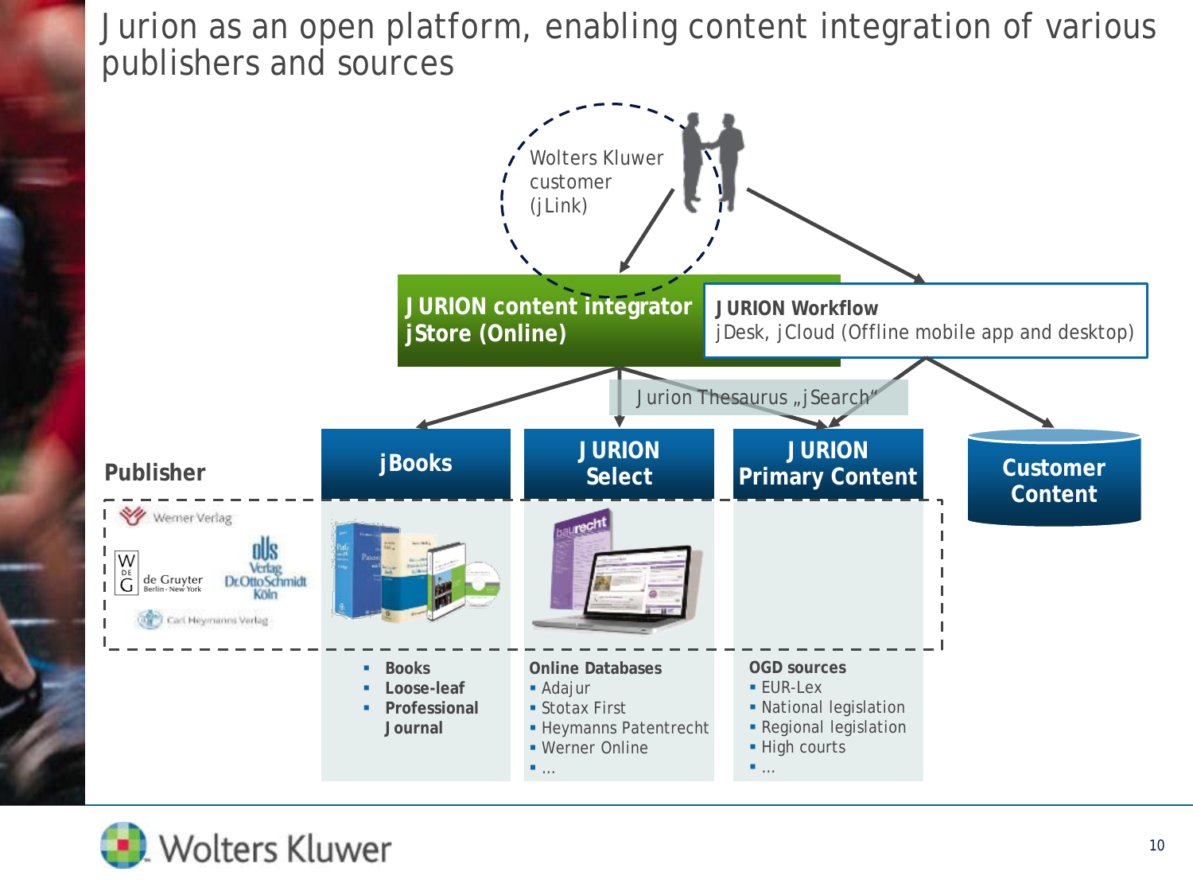# Jurion as an open platform, enabling content integration of various publishers and sources

Wolters Kluwer customer (jLink)

**JURION content integrator jStore (Online)**

**JURION Workflow**
jDesk, jCloud (Offline mobile app and desktop)

Jurion Thesaurus „jSearch“

**Publisher**

Werner Verlag
de Gruyter Berlin · New York
Verlag Dr.Otto Schmidt Köln
Carl Heymanns Verlag

**jBooks**

- **Books**
- **Loose-leaf**
- **Professional Journal**

**JURION Select**

**Online Databases**

- Adajur
- Stotax First
- Heymanns Patentrecht
- Werner Online
- ...

**JURION Primary Content**

**OGD sources**

- EUR-Lex
- National legislation
- Regional legislation
- High courts
- ...

**Customer Content**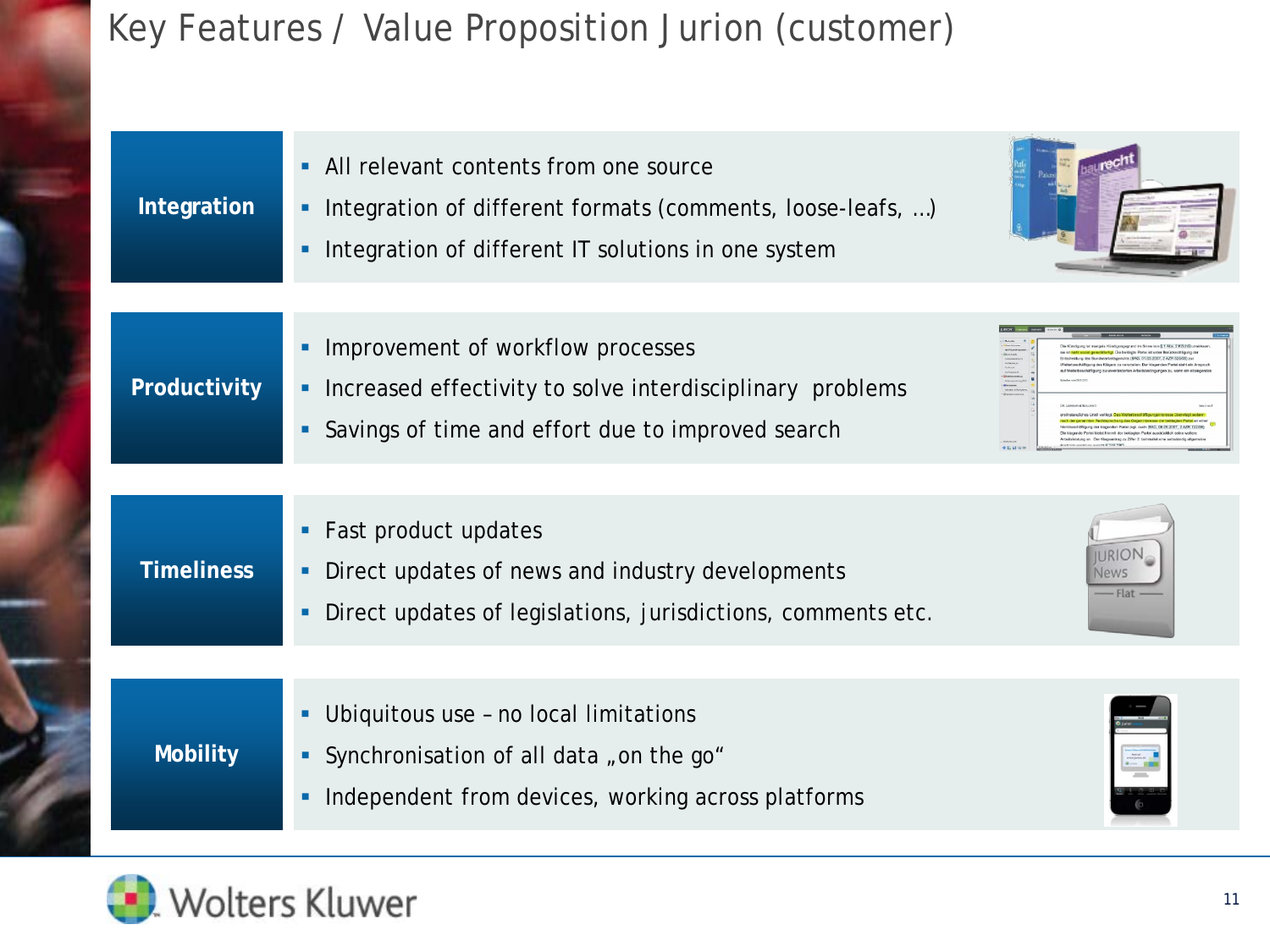# Key Features / Value Proposition Jurion (customer)

**Integration**

- All relevant contents from one source
- Integration of different formats (comments, loose-leafs, …)
- Integration of different IT solutions in one system

**Productivity**

- Improvement of workflow processes
- Increased effectivity to solve interdisciplinary problems
- Savings of time and effort due to improved search

**Timeliness**

- Fast product updates
- Direct updates of news and industry developments
- Direct updates of legislations, jurisdictions, comments etc.

**Mobility**

- Ubiquitous use – no local limitations
- Synchronisation of all data „on the go"
- Independent from devices, working across platforms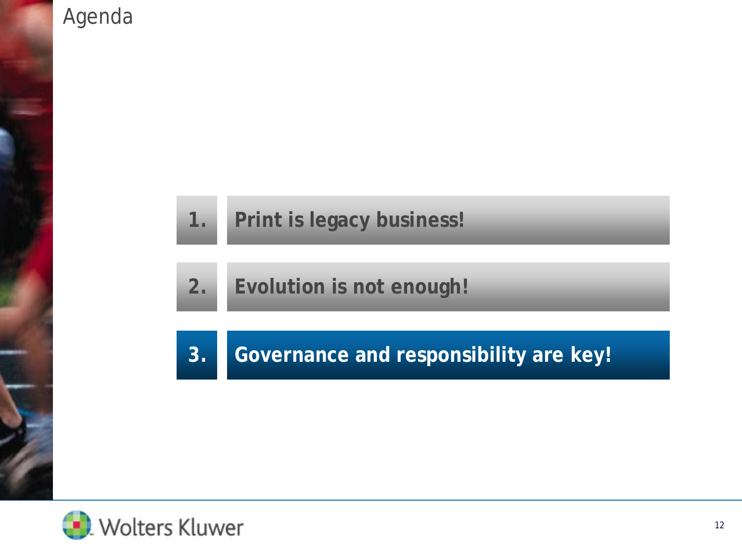# Agenda

1. Print is legacy business!
2. Evolution is not enough!
3. **Governance and responsibility are key!**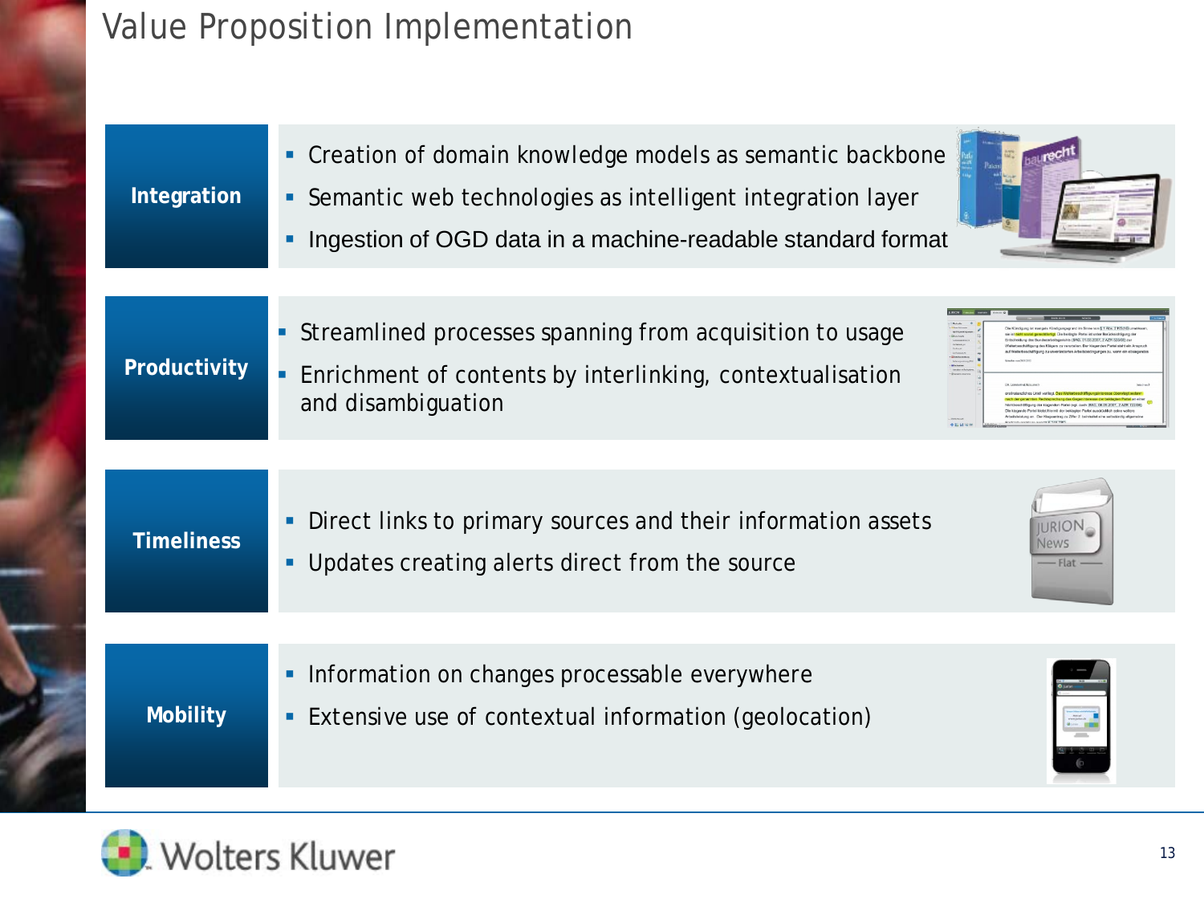# Value Proposition Implementation

## Integration

- Creation of domain knowledge models as semantic backbone
- Semantic web technologies as intelligent integration layer
- Ingestion of OGD data in a machine-readable standard format

## Productivity

- Streamlined processes spanning from acquisition to usage
- Enrichment of contents by interlinking, contextualisation and disambiguation

## Timeliness

- Direct links to primary sources and their information assets
- Updates creating alerts direct from the source

## Mobility

- Information on changes processable everywhere
- Extensive use of contextual information (geolocation)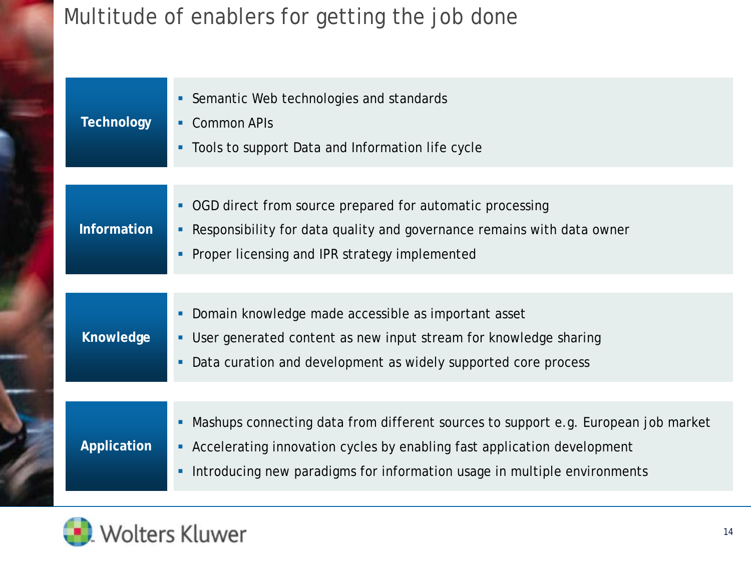# Multitude of enablers for getting the job done

## Technology

- Semantic Web technologies and standards
- Common APIs
- Tools to support Data and Information life cycle

## Information

- OGD direct from source prepared for automatic processing
- Responsibility for data quality and governance remains with data owner
- Proper licensing and IPR strategy implemented

## Knowledge

- Domain knowledge made accessible as important asset
- User generated content as new input stream for knowledge sharing
- Data curation and development as widely supported core process

## Application

- Mashups connecting data from different sources to support e.g. European job market
- Accelerating innovation cycles by enabling fast application development
- Introducing new paradigms for information usage in multiple environments

Wolters Kluwer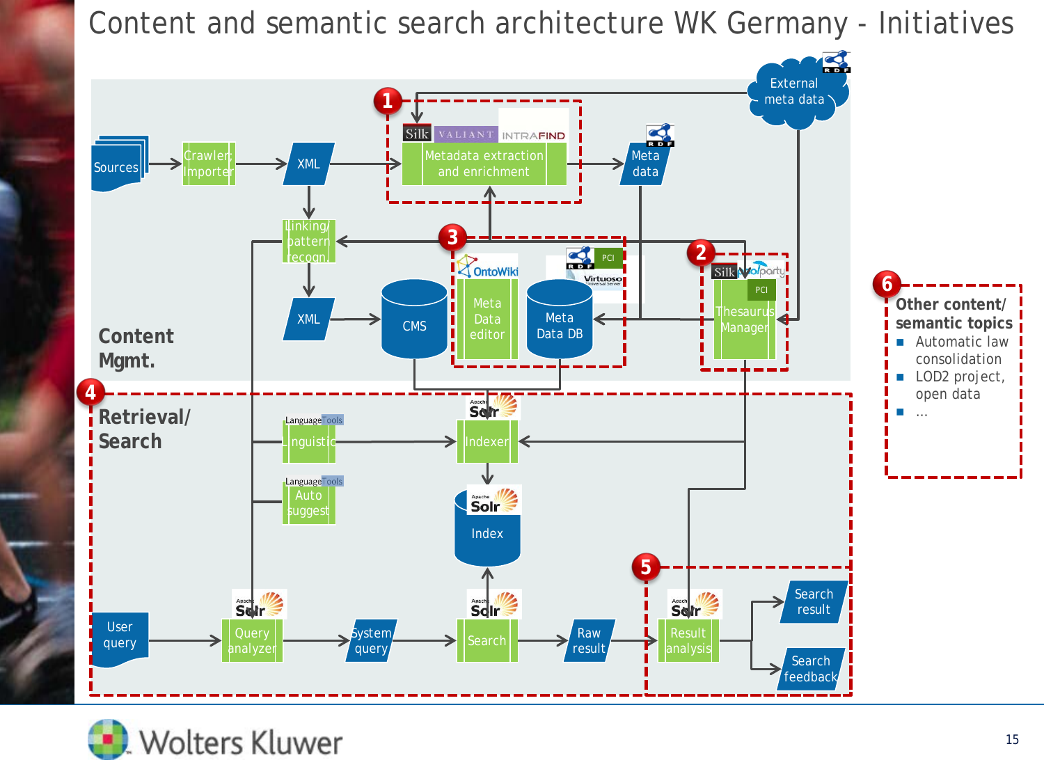# Content and semantic search architecture WK Germany - Initiatives

**Content Mgmt.**

Sources → Crawler/Importer → XML → Metadata extraction and enrichment (Silk, VALIANT, INTRAFIND) → Meta data

External meta data

Linking/pattern recogn. → XML → CMS

Meta Data editor (OntoWiki)

Meta Data DB (Virtuoso, PCI)

Thesaurus Manager (Silk, PoolParty, PCI)

**Retrieval/Search**

Linguistic (LanguageTools)

Auto suggest (LanguageTools)

Indexer (Apache Solr) → Index (Apache Solr)

User query → Query analyzer (Apache Solr) → System query → Search (Apache Solr) → Raw result → Result analysis (Apache Solr) → Search result / Search feedback

1 2 3 4 5

6

**Other content/ semantic topics**

- Automatic law consolidation
- LOD2 project, open data
- …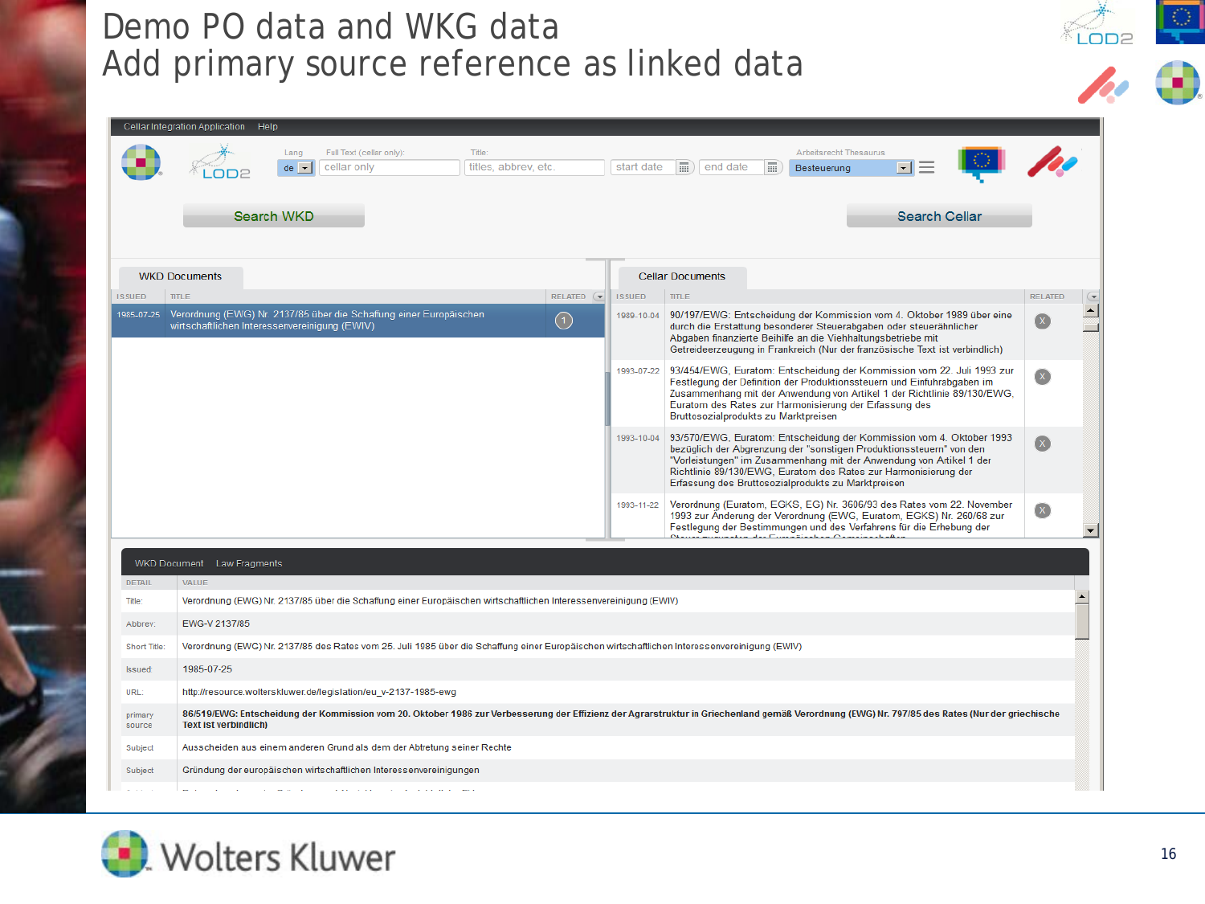# Demo PO data and WKG data
# Add primary source reference as linked data

Cellar Integration Application Help

Lang: de | Full Text (cellar only): cellar only | Title: titles, abbrev, etc. | start date | end date | Arbeitsrecht Thesaurus: Besteuerung

Search WKD | Search Cellar

**WKD Documents**

| ISSUED | TITLE | RELATED |
|---|---|---|
| 1985-07-25 | Verordnung (EWG) Nr. 2137/85 über die Schaffung einer Europäischen wirtschaftlichen Interessenvereinigung (EWIV) | 1 |

**Cellar Documents**

| ISSUED | TITLE | RELATED |
|---|---|---|
| 1989-10-04 | 90/197/EWG: Entscheidung der Kommission vom 4. Oktober 1989 über eine durch die Erstattung besonderer Steuerabgaben oder steuerähnlicher Abgaben finanzierte Beihilfe an die Viehhaltungsbetriebe mit Getreideerzeugung in Frankreich (Nur der französische Text ist verbindlich) | X |
| 1993-07-22 | 93/454/EWG, Euratom: Entscheidung der Kommission vom 22. Juli 1993 zur Festlegung der Definition der Produktionssteuern und Einfuhrabgaben im Zusammenhang mit der Anwendung von Artikel 1 der Richtlinie 89/130/EWG, Euratom des Rates zur Harmonisierung der Erfassung des Bruttosozialprodukts zu Marktpreisen | X |
| 1993-10-04 | 93/570/EWG, Euratom: Entscheidung der Kommission vom 4. Oktober 1993 bezüglich der Abgrenzung der "sonstigen Produktionssteuern" von den "Vorleistungen" im Zusammenhang mit der Anwendung von Artikel 1 der Richtlinie 89/130/EWG, Euratom des Rates zur Harmonisierung der Erfassung des Bruttosozialprodukts zu Marktpreisen | X |
| 1993-11-22 | Verordnung (Euratom, EGKS, EG) Nr. 3608/93 des Rates vom 22. November 1993 zur Änderung der Verordnung (EWG, Euratom, EGKS) Nr. 260/68 zur Festlegung der Bestimmungen und des Verfahrens für die Erhebung der Steuer zugunsten der Europäischen Gemeinschaften | X |

WKD Document | Law Fragments

| DETAIL | VALUE |
|---|---|
| Title: | Verordnung (EWG) Nr. 2137/85 über die Schaffung einer Europäischen wirtschaftlichen Interessenvereinigung (EWIV) |
| Abbrev: | EWG-V 2137/85 |
| Short Title: | Verordnung (EWG) Nr. 2137/85 des Rates vom 25. Juli 1985 über die Schaffung einer Europäischen wirtschaftlichen Interessenvereinigung (EWIV) |
| Issued: | 1985-07-25 |
| URL: | http://resource.wolterskluwer.de/legislation/eu_v-2137-1985-ewg |
| primary source | **86/519/EWG: Entscheidung der Kommission vom 20. Oktober 1986 zur Verbesserung der Effizienz der Agrarstruktur in Griechenland gemäß Verordnung (EWG) Nr. 797/85 des Rates (Nur der griechische Text ist verbindlich)** |
| Subject | Ausscheiden aus einem anderen Grund als dem der Abtretung seiner Rechte |
| Subject | Gründung der europäischen wirtschaftlichen Interessenvereinigungen |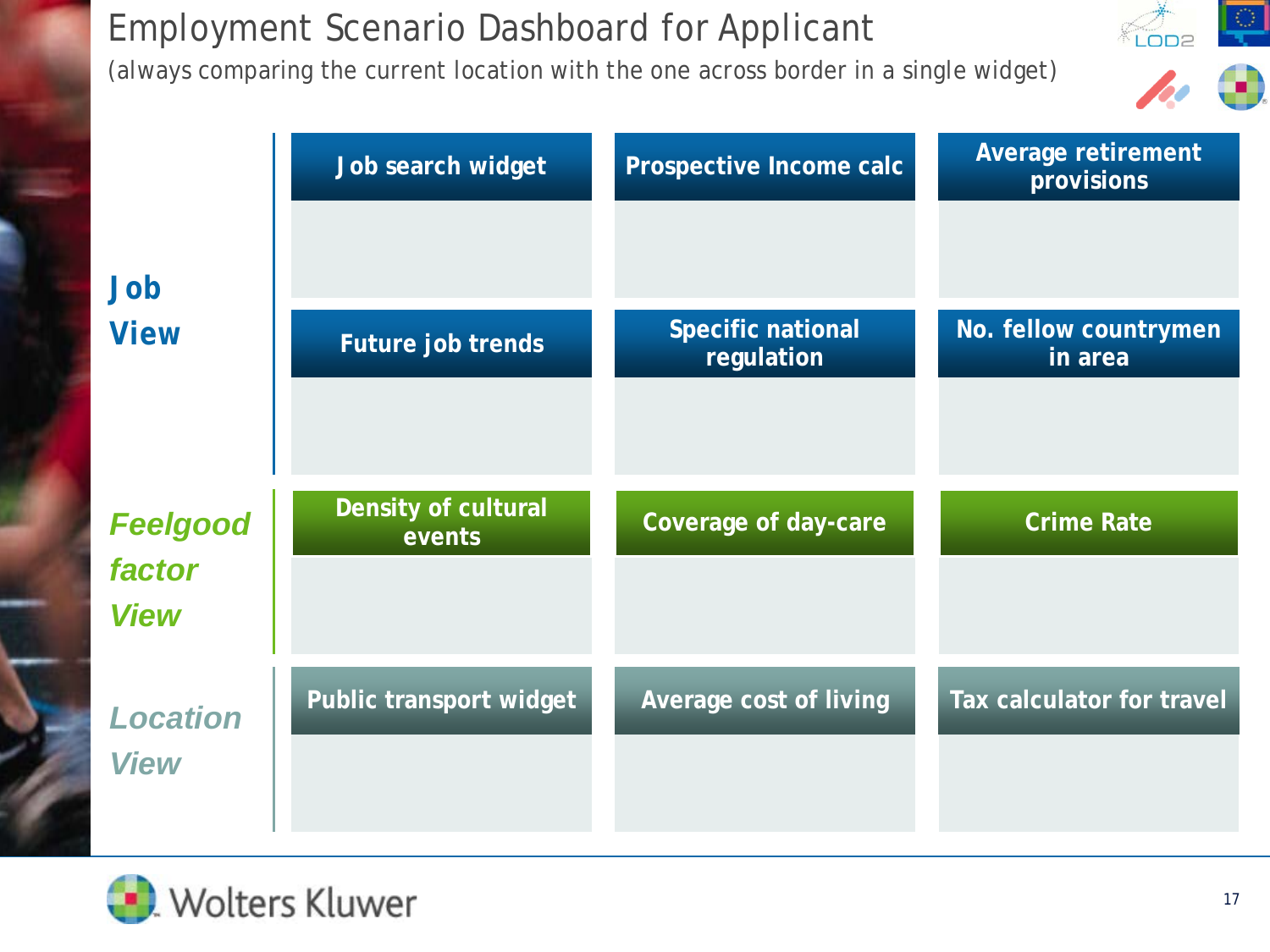# Employment Scenario Dashboard for Applicant

(always comparing the current location with the one across border in a single widget)

## Job View

- Job search widget
- Prospective Income calc
- Average retirement provisions
- Future job trends
- Specific national regulation
- No. fellow countrymen in area

## *Feelgood factor View*

- Density of cultural events
- Coverage of day-care
- Crime Rate

## *Location View*

- Public transport widget
- Average cost of living
- Tax calculator for travel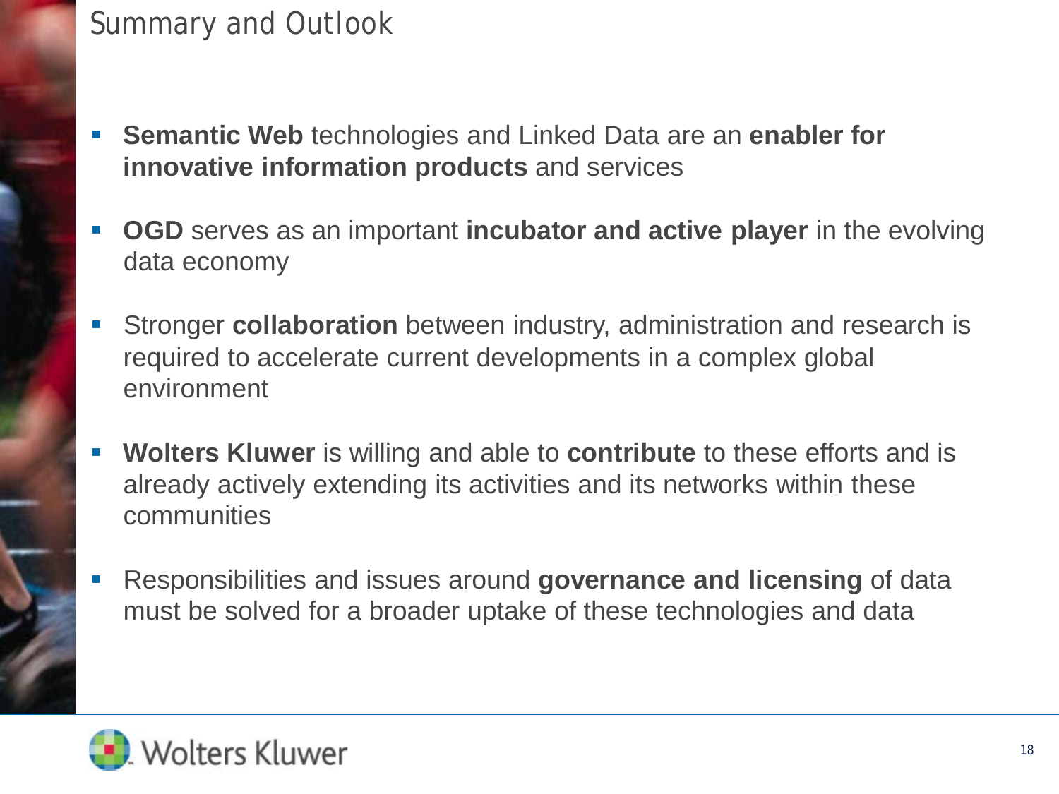# Summary and Outlook

- **Semantic Web** technologies and Linked Data are an **enabler for innovative information products** and services
- **OGD** serves as an important **incubator and active player** in the evolving data economy
- Stronger **collaboration** between industry, administration and research is required to accelerate current developments in a complex global environment
- **Wolters Kluwer** is willing and able to **contribute** to these efforts and is already actively extending its activities and its networks within these communities
- Responsibilities and issues around **governance and licensing** of data must be solved for a broader uptake of these technologies and data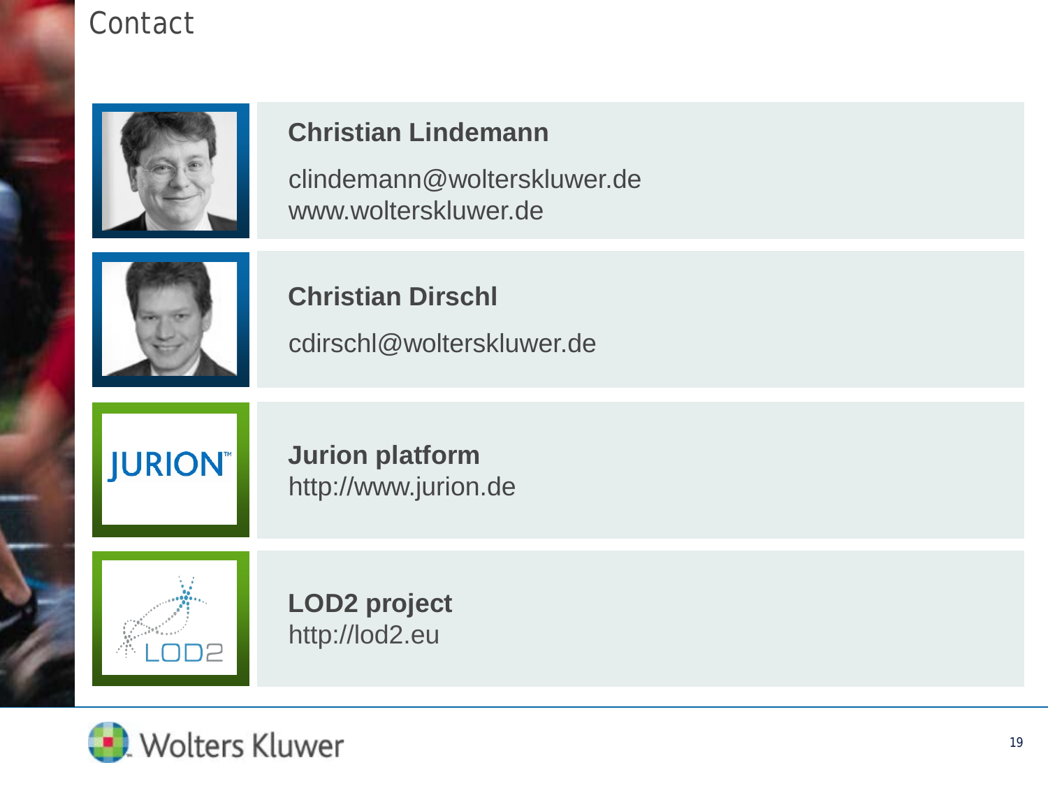# Contact

**Christian Lindemann**

clindemann@wolterskluwer.de
www.wolterskluwer.de

**Christian Dirschl**

cdirschl@wolterskluwer.de

**Jurion platform**
http://www.jurion.de

**LOD2 project**
http://lod2.eu